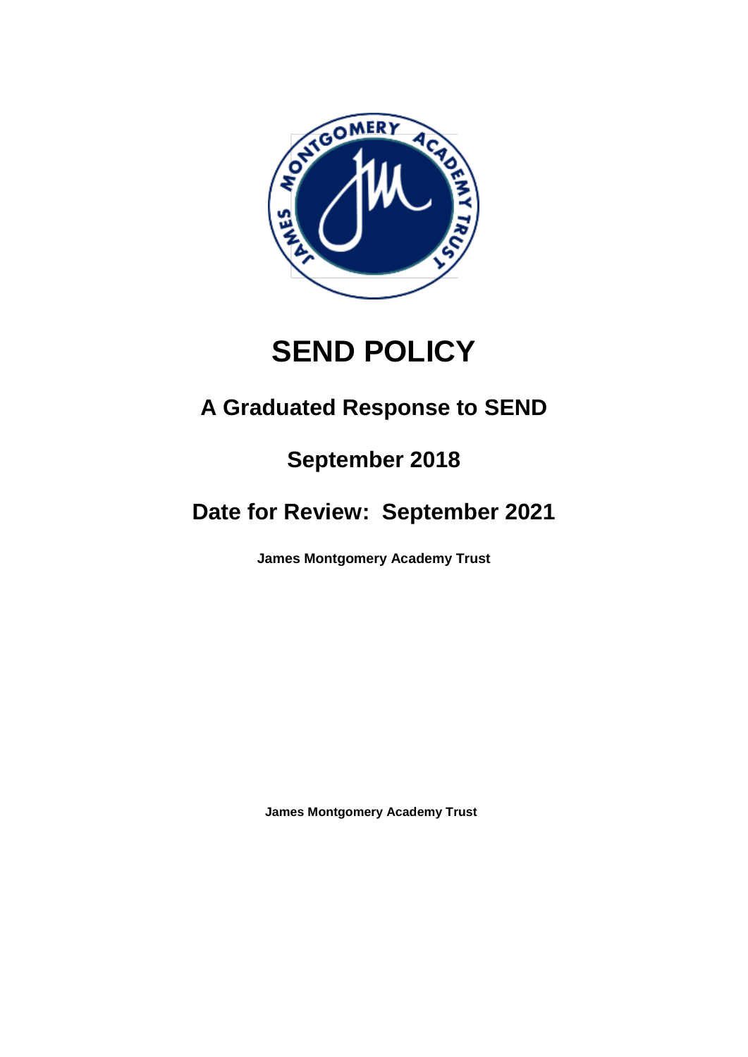# SEND POLICY

## A Graduated Response to SEND

## September 2018

## Date for Review: September 2021

**James Montgomery Academy Trust**

**James Montgomery Academy Trust**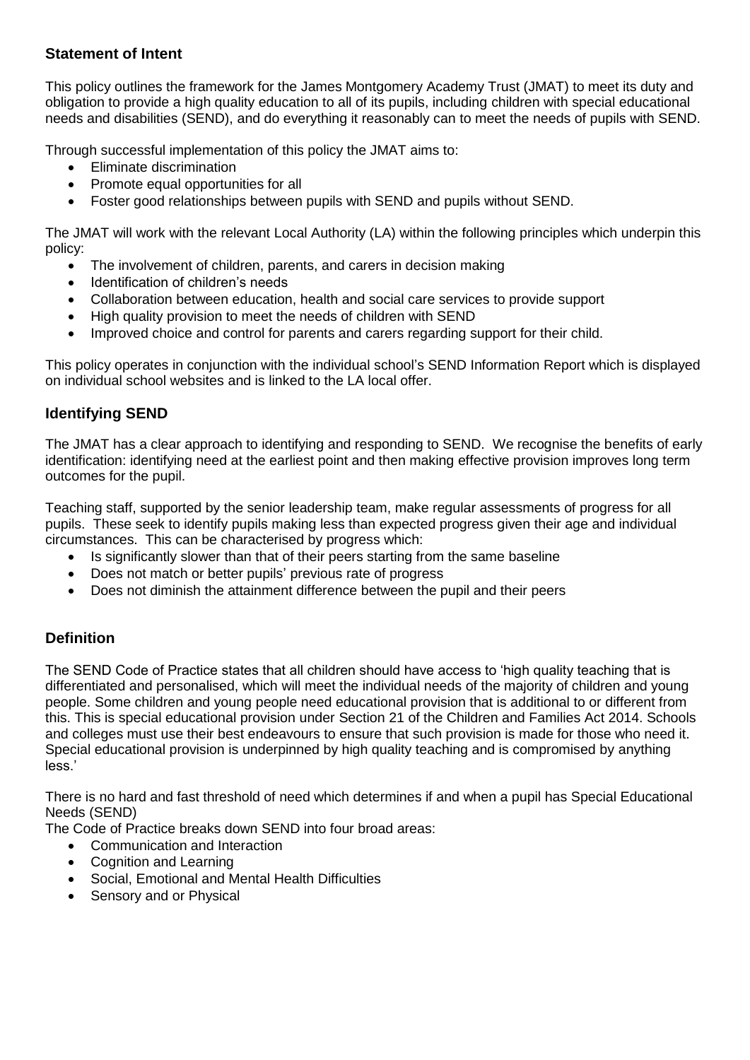## Statement of Intent

This policy outlines the framework for the James Montgomery Academy Trust (JMAT) to meet its duty and obligation to provide a high quality education to all of its pupils, including children with special educational needs and disabilities (SEND), and do everything it reasonably can to meet the needs of pupils with SEND.

Through successful implementation of this policy the JMAT aims to:

- Eliminate discrimination
- Promote equal opportunities for all
- Foster good relationships between pupils with SEND and pupils without SEND.

The JMAT will work with the relevant Local Authority (LA) within the following principles which underpin this policy:

- The involvement of children, parents, and carers in decision making
- Identification of children's needs
- Collaboration between education, health and social care services to provide support
- High quality provision to meet the needs of children with SEND
- Improved choice and control for parents and carers regarding support for their child.

This policy operates in conjunction with the individual school's SEND Information Report which is displayed on individual school websites and is linked to the LA local offer.

## Identifying SEND

The JMAT has a clear approach to identifying and responding to SEND. We recognise the benefits of early identification: identifying need at the earliest point and then making effective provision improves long term outcomes for the pupil.

Teaching staff, supported by the senior leadership team, make regular assessments of progress for all pupils. These seek to identify pupils making less than expected progress given their age and individual circumstances. This can be characterised by progress which:

- Is significantly slower than that of their peers starting from the same baseline
- Does not match or better pupils' previous rate of progress
- Does not diminish the attainment difference between the pupil and their peers

## Definition

The SEND Code of Practice states that all children should have access to 'high quality teaching that is differentiated and personalised, which will meet the individual needs of the majority of children and young people. Some children and young people need educational provision that is additional to or different from this. This is special educational provision under Section 21 of the Children and Families Act 2014. Schools and colleges must use their best endeavours to ensure that such provision is made for those who need it. Special educational provision is underpinned by high quality teaching and is compromised by anything less.'

There is no hard and fast threshold of need which determines if and when a pupil has Special Educational Needs (SEND)

The Code of Practice breaks down SEND into four broad areas:

- Communication and Interaction
- Cognition and Learning
- Social, Emotional and Mental Health Difficulties
- Sensory and or Physical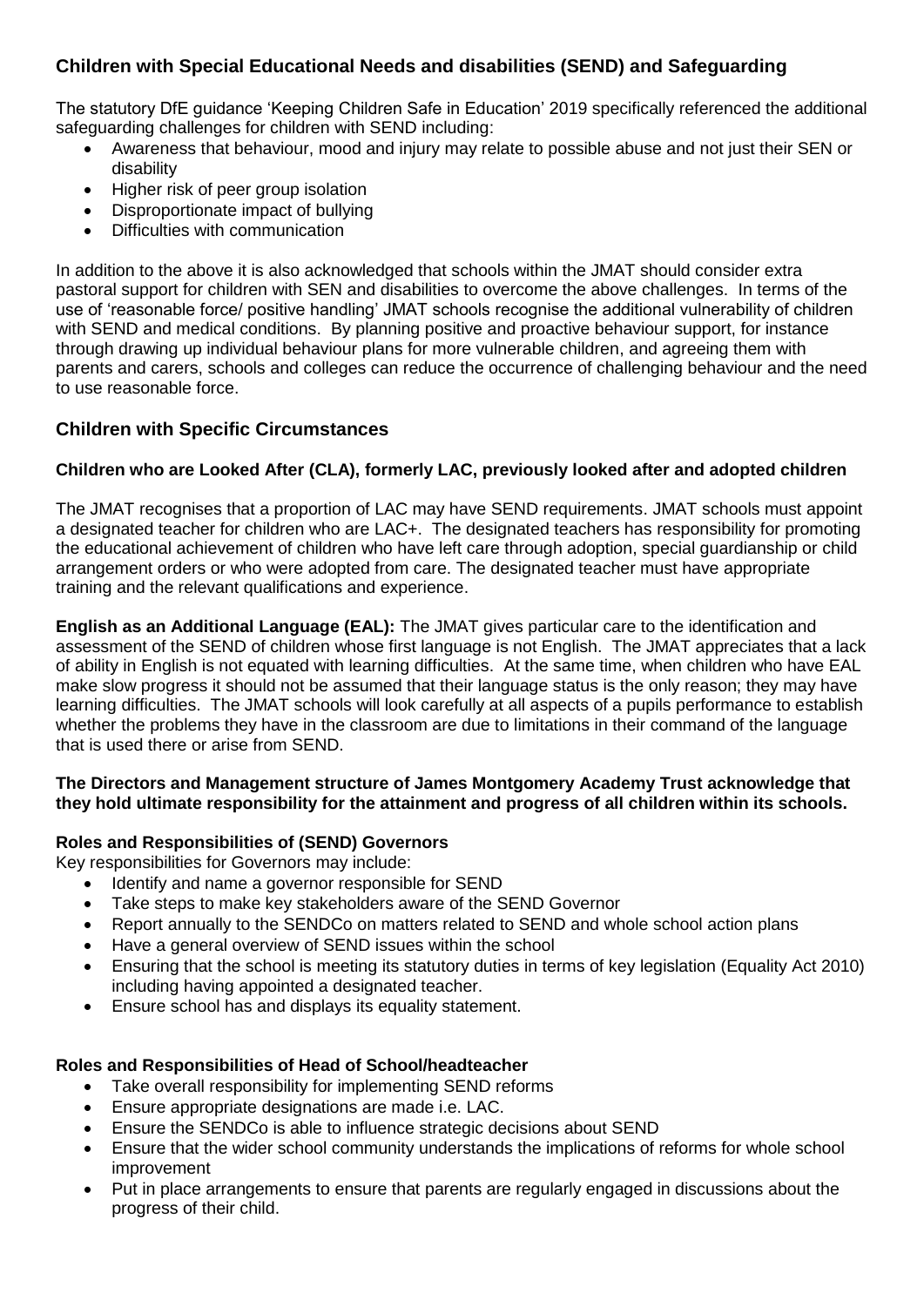## Children with Special Educational Needs and disabilities (SEND) and Safeguarding

The statutory DfE guidance 'Keeping Children Safe in Education' 2019 specifically referenced the additional safeguarding challenges for children with SEND including:

- Awareness that behaviour, mood and injury may relate to possible abuse and not just their SEN or disability
- Higher risk of peer group isolation
- Disproportionate impact of bullying
- Difficulties with communication

In addition to the above it is also acknowledged that schools within the JMAT should consider extra pastoral support for children with SEN and disabilities to overcome the above challenges. In terms of the use of 'reasonable force/ positive handling' JMAT schools recognise the additional vulnerability of children with SEND and medical conditions. By planning positive and proactive behaviour support, for instance through drawing up individual behaviour plans for more vulnerable children, and agreeing them with parents and carers, schools and colleges can reduce the occurrence of challenging behaviour and the need to use reasonable force.

## Children with Specific Circumstances

### Children who are Looked After (CLA), formerly LAC, previously looked after and adopted children

The JMAT recognises that a proportion of LAC may have SEND requirements. JMAT schools must appoint a designated teacher for children who are LAC+. The designated teachers has responsibility for promoting the educational achievement of children who have left care through adoption, special guardianship or child arrangement orders or who were adopted from care. The designated teacher must have appropriate training and the relevant qualifications and experience.

**English as an Additional Language (EAL):** The JMAT gives particular care to the identification and assessment of the SEND of children whose first language is not English. The JMAT appreciates that a lack of ability in English is not equated with learning difficulties. At the same time, when children who have EAL make slow progress it should not be assumed that their language status is the only reason; they may have learning difficulties. The JMAT schools will look carefully at all aspects of a pupils performance to establish whether the problems they have in the classroom are due to limitations in their command of the language that is used there or arise from SEND.

**The Directors and Management structure of James Montgomery Academy Trust acknowledge that they hold ultimate responsibility for the attainment and progress of all children within its schools.**

### Roles and Responsibilities of (SEND) Governors

Key responsibilities for Governors may include:

- Identify and name a governor responsible for SEND
- Take steps to make key stakeholders aware of the SEND Governor
- Report annually to the SENDCo on matters related to SEND and whole school action plans
- Have a general overview of SEND issues within the school
- Ensuring that the school is meeting its statutory duties in terms of key legislation (Equality Act 2010) including having appointed a designated teacher.
- Ensure school has and displays its equality statement.

### Roles and Responsibilities of Head of School/headteacher

- Take overall responsibility for implementing SEND reforms
- Ensure appropriate designations are made i.e. LAC.
- Ensure the SENDCo is able to influence strategic decisions about SEND
- Ensure that the wider school community understands the implications of reforms for whole school improvement
- Put in place arrangements to ensure that parents are regularly engaged in discussions about the progress of their child.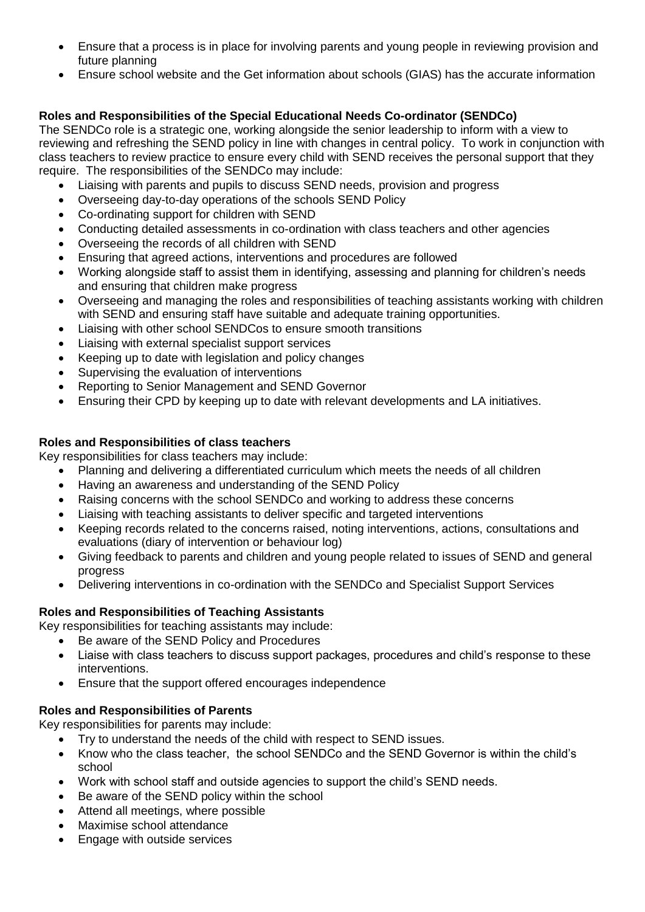- Ensure that a process is in place for involving parents and young people in reviewing provision and future planning
- Ensure school website and the Get information about schools (GIAS) has the accurate information

**Roles and Responsibilities of the Special Educational Needs Co-ordinator (SENDCo)**

The SENDCo role is a strategic one, working alongside the senior leadership to inform with a view to reviewing and refreshing the SEND policy in line with changes in central policy. To work in conjunction with class teachers to review practice to ensure every child with SEND receives the personal support that they require. The responsibilities of the SENDCo may include:

- Liaising with parents and pupils to discuss SEND needs, provision and progress
- Overseeing day-to-day operations of the schools SEND Policy
- Co-ordinating support for children with SEND
- Conducting detailed assessments in co-ordination with class teachers and other agencies
- Overseeing the records of all children with SEND
- Ensuring that agreed actions, interventions and procedures are followed
- Working alongside staff to assist them in identifying, assessing and planning for children's needs and ensuring that children make progress
- Overseeing and managing the roles and responsibilities of teaching assistants working with children with SEND and ensuring staff have suitable and adequate training opportunities.
- Liaising with other school SENDCos to ensure smooth transitions
- Liaising with external specialist support services
- Keeping up to date with legislation and policy changes
- Supervising the evaluation of interventions
- Reporting to Senior Management and SEND Governor
- Ensuring their CPD by keeping up to date with relevant developments and LA initiatives.

**Roles and Responsibilities of class teachers**

Key responsibilities for class teachers may include:

- Planning and delivering a differentiated curriculum which meets the needs of all children
- Having an awareness and understanding of the SEND Policy
- Raising concerns with the school SENDCo and working to address these concerns
- Liaising with teaching assistants to deliver specific and targeted interventions
- Keeping records related to the concerns raised, noting interventions, actions, consultations and evaluations (diary of intervention or behaviour log)
- Giving feedback to parents and children and young people related to issues of SEND and general progress
- Delivering interventions in co-ordination with the SENDCo and Specialist Support Services

**Roles and Responsibilities of Teaching Assistants**

Key responsibilities for teaching assistants may include:

- Be aware of the SEND Policy and Procedures
- Liaise with class teachers to discuss support packages, procedures and child's response to these interventions.
- Ensure that the support offered encourages independence

**Roles and Responsibilities of Parents**

Key responsibilities for parents may include:

- Try to understand the needs of the child with respect to SEND issues.
- Know who the class teacher, the school SENDCo and the SEND Governor is within the child's school
- Work with school staff and outside agencies to support the child's SEND needs.
- Be aware of the SEND policy within the school
- Attend all meetings, where possible
- Maximise school attendance
- Engage with outside services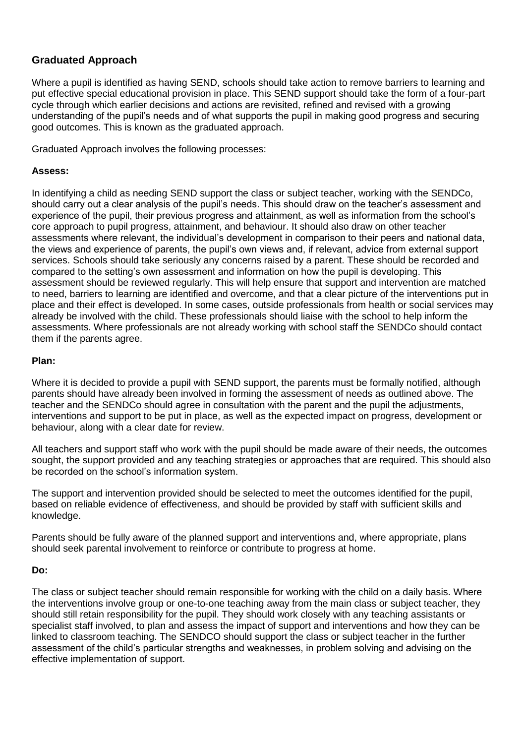## Graduated Approach

Where a pupil is identified as having SEND, schools should take action to remove barriers to learning and put effective special educational provision in place. This SEND support should take the form of a four-part cycle through which earlier decisions and actions are revisited, refined and revised with a growing understanding of the pupil's needs and of what supports the pupil in making good progress and securing good outcomes. This is known as the graduated approach.

Graduated Approach involves the following processes:

**Assess:**

In identifying a child as needing SEND support the class or subject teacher, working with the SENDCo, should carry out a clear analysis of the pupil's needs. This should draw on the teacher's assessment and experience of the pupil, their previous progress and attainment, as well as information from the school's core approach to pupil progress, attainment, and behaviour. It should also draw on other teacher assessments where relevant, the individual's development in comparison to their peers and national data, the views and experience of parents, the pupil's own views and, if relevant, advice from external support services. Schools should take seriously any concerns raised by a parent. These should be recorded and compared to the setting's own assessment and information on how the pupil is developing. This assessment should be reviewed regularly. This will help ensure that support and intervention are matched to need, barriers to learning are identified and overcome, and that a clear picture of the interventions put in place and their effect is developed. In some cases, outside professionals from health or social services may already be involved with the child. These professionals should liaise with the school to help inform the assessments. Where professionals are not already working with school staff the SENDCo should contact them if the parents agree.

**Plan:**

Where it is decided to provide a pupil with SEND support, the parents must be formally notified, although parents should have already been involved in forming the assessment of needs as outlined above. The teacher and the SENDCo should agree in consultation with the parent and the pupil the adjustments, interventions and support to be put in place, as well as the expected impact on progress, development or behaviour, along with a clear date for review.

All teachers and support staff who work with the pupil should be made aware of their needs, the outcomes sought, the support provided and any teaching strategies or approaches that are required. This should also be recorded on the school's information system.

The support and intervention provided should be selected to meet the outcomes identified for the pupil, based on reliable evidence of effectiveness, and should be provided by staff with sufficient skills and knowledge.

Parents should be fully aware of the planned support and interventions and, where appropriate, plans should seek parental involvement to reinforce or contribute to progress at home.

**Do:**

The class or subject teacher should remain responsible for working with the child on a daily basis. Where the interventions involve group or one-to-one teaching away from the main class or subject teacher, they should still retain responsibility for the pupil. They should work closely with any teaching assistants or specialist staff involved, to plan and assess the impact of support and interventions and how they can be linked to classroom teaching. The SENDCO should support the class or subject teacher in the further assessment of the child's particular strengths and weaknesses, in problem solving and advising on the effective implementation of support.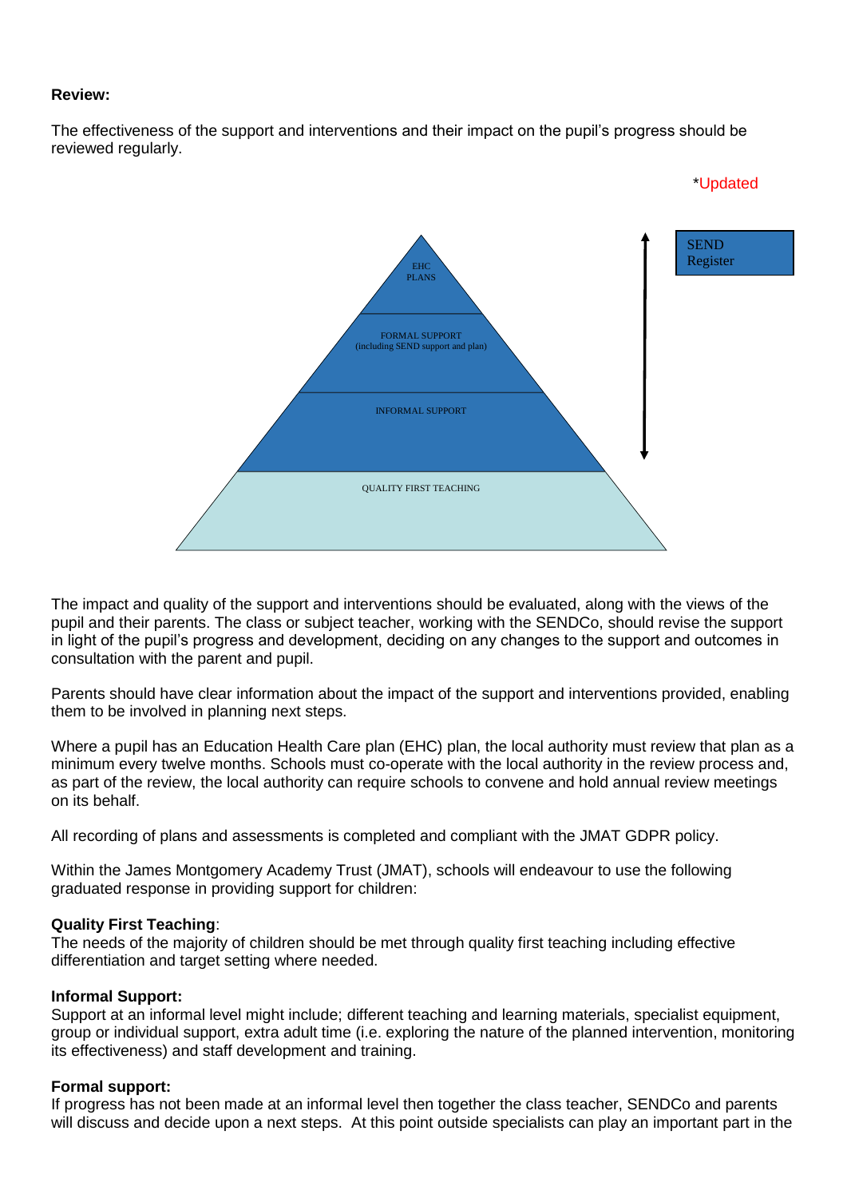**Review:**

The effectiveness of the support and interventions and their impact on the pupil's progress should be reviewed regularly.

*Updated

EHC PLANS

FORMAL SUPPORT (including SEND support and plan)

INFORMAL SUPPORT

QUALITY FIRST TEACHING

SEND Register

The impact and quality of the support and interventions should be evaluated, along with the views of the pupil and their parents. The class or subject teacher, working with the SENDCo, should revise the support in light of the pupil's progress and development, deciding on any changes to the support and outcomes in consultation with the parent and pupil.

Parents should have clear information about the impact of the support and interventions provided, enabling them to be involved in planning next steps.

Where a pupil has an Education Health Care plan (EHC) plan, the local authority must review that plan as a minimum every twelve months. Schools must co-operate with the local authority in the review process and, as part of the review, the local authority can require schools to convene and hold annual review meetings on its behalf.

All recording of plans and assessments is completed and compliant with the JMAT GDPR policy.

Within the James Montgomery Academy Trust (JMAT), schools will endeavour to use the following graduated response in providing support for children:

**Quality First Teaching**:
The needs of the majority of children should be met through quality first teaching including effective differentiation and target setting where needed.

**Informal Support:**
Support at an informal level might include; different teaching and learning materials, specialist equipment, group or individual support, extra adult time (i.e. exploring the nature of the planned intervention, monitoring its effectiveness) and staff development and training.

**Formal support:**
If progress has not been made at an informal level then together the class teacher, SENDCo and parents will discuss and decide upon a next steps. At this point outside specialists can play an important part in the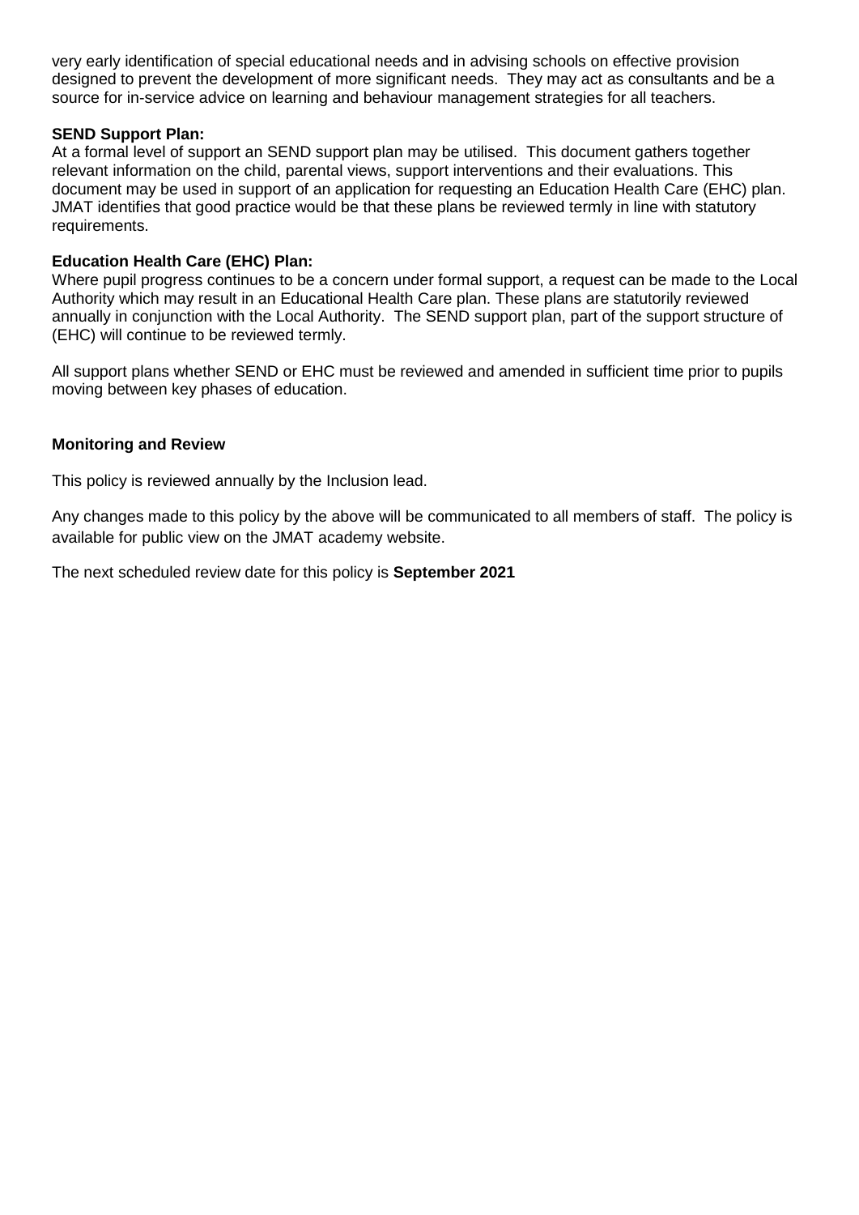very early identification of special educational needs and in advising schools on effective provision designed to prevent the development of more significant needs. They may act as consultants and be a source for in-service advice on learning and behaviour management strategies for all teachers.

**SEND Support Plan:**
At a formal level of support an SEND support plan may be utilised. This document gathers together relevant information on the child, parental views, support interventions and their evaluations. This document may be used in support of an application for requesting an Education Health Care (EHC) plan. JMAT identifies that good practice would be that these plans be reviewed termly in line with statutory requirements.

**Education Health Care (EHC) Plan:**
Where pupil progress continues to be a concern under formal support, a request can be made to the Local Authority which may result in an Educational Health Care plan. These plans are statutorily reviewed annually in conjunction with the Local Authority. The SEND support plan, part of the support structure of (EHC) will continue to be reviewed termly.

All support plans whether SEND or EHC must be reviewed and amended in sufficient time prior to pupils moving between key phases of education.

**Monitoring and Review**

This policy is reviewed annually by the Inclusion lead.

Any changes made to this policy by the above will be communicated to all members of staff. The policy is available for public view on the JMAT academy website.

The next scheduled review date for this policy is **September 2021**